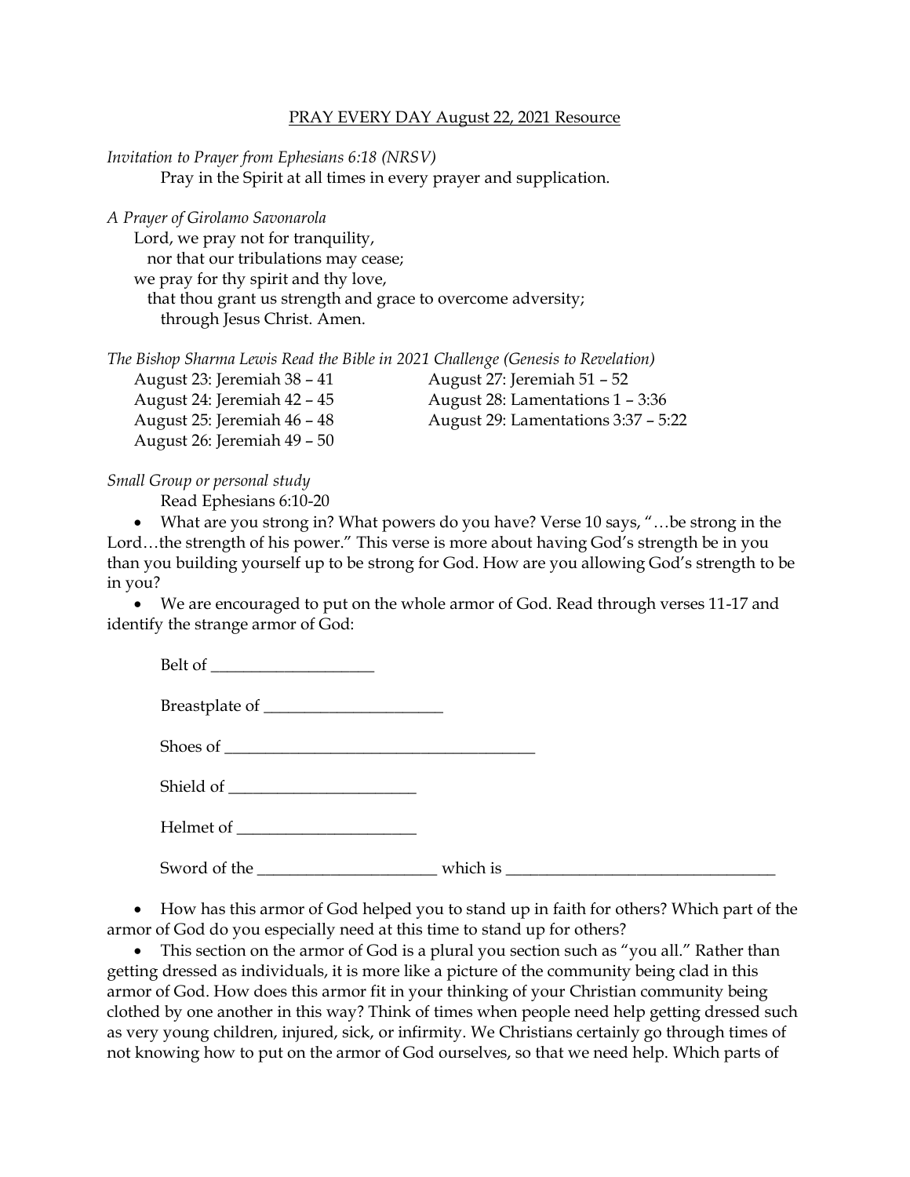PRAY EVERY DAY August 22, 2021 Resource

*Invitation to Prayer from Ephesians 6:18 (NRSV)*

Pray in the Spirit at all times in every prayer and supplication.

*A Prayer of Girolamo Savonarola*

Lord, we pray not for tranquility,
nor that our tribulations may cease;
we pray for thy spirit and thy love,
that thou grant us strength and grace to overcome adversity;
through Jesus Christ. Amen.

*The Bishop Sharma Lewis Read the Bible in 2021 Challenge (Genesis to Revelation)*

August 23: Jeremiah 38 – 41
August 24: Jeremiah 42 – 45
August 25: Jeremiah 46 – 48
August 26: Jeremiah 49 – 50
August 27: Jeremiah 51 – 52
August 28: Lamentations 1 – 3:36
August 29: Lamentations 3:37 – 5:22

*Small Group or personal study*

Read Ephesians 6:10-20

- What are you strong in? What powers do you have? Verse 10 says, "…be strong in the Lord…the strength of his power." This verse is more about having God's strength be in you than you building yourself up to be strong for God. How are you allowing God's strength to be in you?
- We are encouraged to put on the whole armor of God. Read through verses 11-17 and identify the strange armor of God:

  Belt of ____________________

  Breastplate of ______________________

  Shoes of ______________________________________

  Shield of _______________________

  Helmet of ______________________

  Sword of the ______________________ which is _________________________________

- How has this armor of God helped you to stand up in faith for others? Which part of the armor of God do you especially need at this time to stand up for others?
- This section on the armor of God is a plural you section such as "you all." Rather than getting dressed as individuals, it is more like a picture of the community being clad in this armor of God. How does this armor fit in your thinking of your Christian community being clothed by one another in this way? Think of times when people need help getting dressed such as very young children, injured, sick, or infirmity. We Christians certainly go through times of not knowing how to put on the armor of God ourselves, so that we need help. Which parts of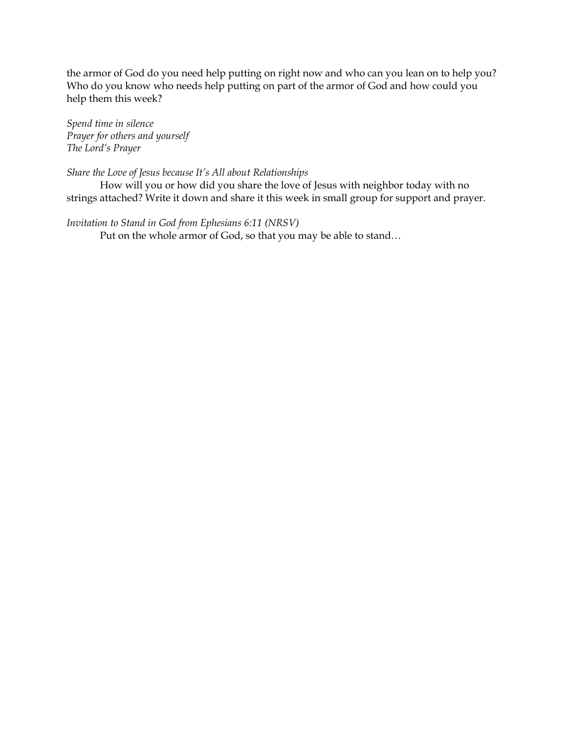the armor of God do you need help putting on right now and who can you lean on to help you? Who do you know who needs help putting on part of the armor of God and how could you help them this week?

*Spend time in silence*
*Prayer for others and yourself*
*The Lord's Prayer*

*Share the Love of Jesus because It's All about Relationships*

How will you or how did you share the love of Jesus with neighbor today with no strings attached? Write it down and share it this week in small group for support and prayer.

*Invitation to Stand in God from Ephesians 6:11 (NRSV)*

Put on the whole armor of God, so that you may be able to stand…